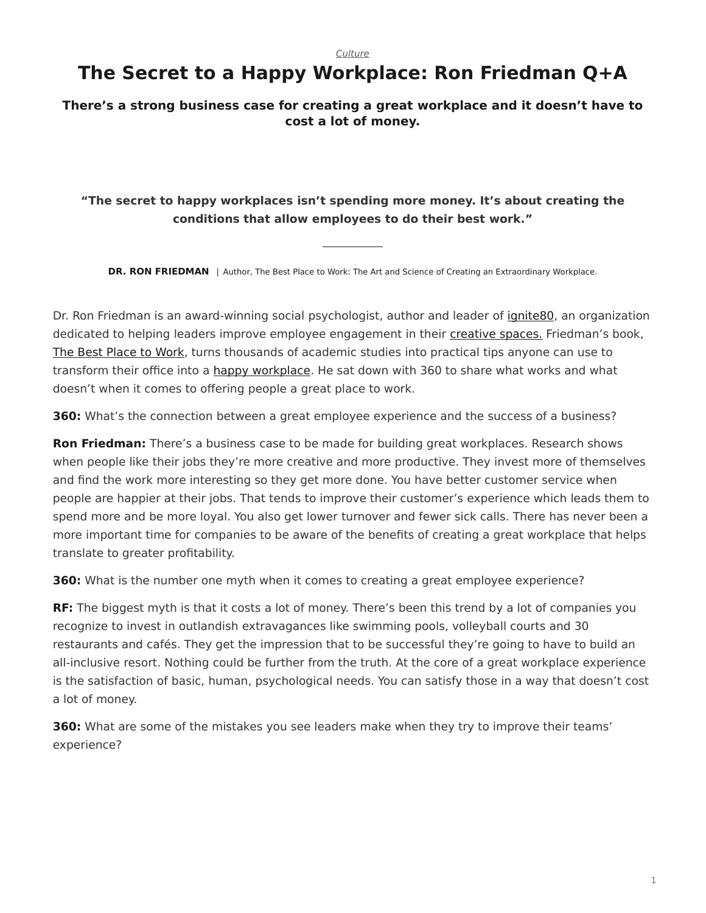*Culture*

# The Secret to a Happy Workplace: Ron Friedman Q+A

### There's a strong business case for creating a great workplace and it doesn't have to cost a lot of money.

**"The secret to happy workplaces isn't spending more money. It's about creating the conditions that allow employees to do their best work."**

---

**DR. RON FRIEDMAN** | Author, The Best Place to Work: The Art and Science of Creating an Extraordinary Workplace.

Dr. Ron Friedman is an award-winning social psychologist, author and leader of ignite80, an organization dedicated to helping leaders improve employee engagement in their creative spaces. Friedman's book, The Best Place to Work, turns thousands of academic studies into practical tips anyone can use to transform their office into a happy workplace. He sat down with 360 to share what works and what doesn't when it comes to offering people a great place to work.

**360:** What's the connection between a great employee experience and the success of a business?

**Ron Friedman:** There's a business case to be made for building great workplaces. Research shows when people like their jobs they're more creative and more productive. They invest more of themselves and find the work more interesting so they get more done. You have better customer service when people are happier at their jobs. That tends to improve their customer's experience which leads them to spend more and be more loyal. You also get lower turnover and fewer sick calls. There has never been a more important time for companies to be aware of the benefits of creating a great workplace that helps translate to greater profitability.

**360:** What is the number one myth when it comes to creating a great employee experience?

**RF:** The biggest myth is that it costs a lot of money. There's been this trend by a lot of companies you recognize to invest in outlandish extravagances like swimming pools, volleyball courts and 30 restaurants and cafés. They get the impression that to be successful they're going to have to build an all-inclusive resort. Nothing could be further from the truth. At the core of a great workplace experience is the satisfaction of basic, human, psychological needs. You can satisfy those in a way that doesn't cost a lot of money.

**360:** What are some of the mistakes you see leaders make when they try to improve their teams' experience?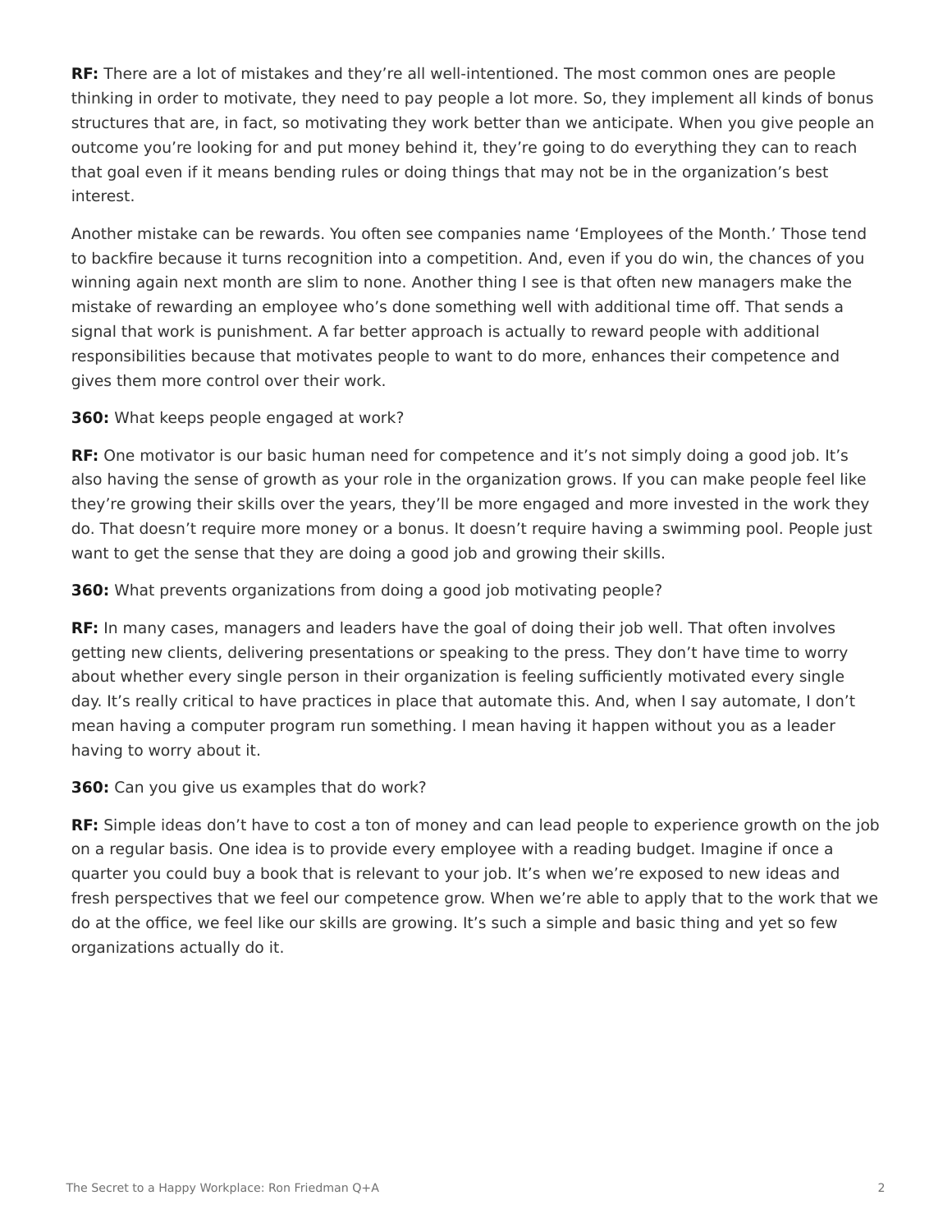**RF:** There are a lot of mistakes and they're all well-intentioned. The most common ones are people thinking in order to motivate, they need to pay people a lot more. So, they implement all kinds of bonus structures that are, in fact, so motivating they work better than we anticipate. When you give people an outcome you're looking for and put money behind it, they're going to do everything they can to reach that goal even if it means bending rules or doing things that may not be in the organization's best interest.

Another mistake can be rewards. You often see companies name 'Employees of the Month.' Those tend to backfire because it turns recognition into a competition. And, even if you do win, the chances of you winning again next month are slim to none. Another thing I see is that often new managers make the mistake of rewarding an employee who's done something well with additional time off. That sends a signal that work is punishment. A far better approach is actually to reward people with additional responsibilities because that motivates people to want to do more, enhances their competence and gives them more control over their work.

**360:** What keeps people engaged at work?

**RF:** One motivator is our basic human need for competence and it's not simply doing a good job. It's also having the sense of growth as your role in the organization grows. If you can make people feel like they're growing their skills over the years, they'll be more engaged and more invested in the work they do. That doesn't require more money or a bonus. It doesn't require having a swimming pool. People just want to get the sense that they are doing a good job and growing their skills.

**360:** What prevents organizations from doing a good job motivating people?

**RF:** In many cases, managers and leaders have the goal of doing their job well. That often involves getting new clients, delivering presentations or speaking to the press. They don't have time to worry about whether every single person in their organization is feeling sufficiently motivated every single day. It's really critical to have practices in place that automate this. And, when I say automate, I don't mean having a computer program run something. I mean having it happen without you as a leader having to worry about it.

**360:** Can you give us examples that do work?

**RF:** Simple ideas don't have to cost a ton of money and can lead people to experience growth on the job on a regular basis. One idea is to provide every employee with a reading budget. Imagine if once a quarter you could buy a book that is relevant to your job. It's when we're exposed to new ideas and fresh perspectives that we feel our competence grow. When we're able to apply that to the work that we do at the office, we feel like our skills are growing. It's such a simple and basic thing and yet so few organizations actually do it.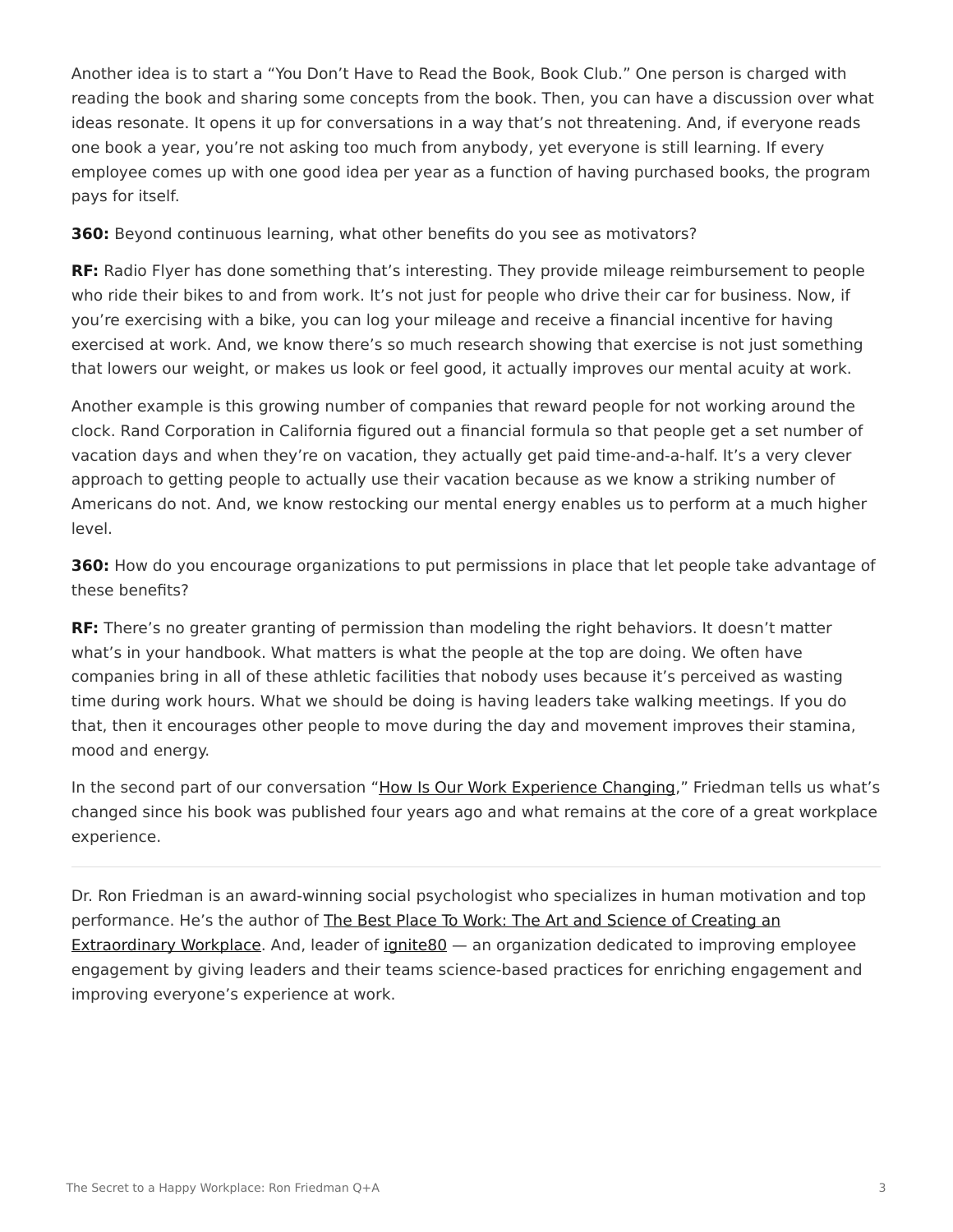Another idea is to start a “You Don’t Have to Read the Book, Book Club.” One person is charged with reading the book and sharing some concepts from the book. Then, you can have a discussion over what ideas resonate. It opens it up for conversations in a way that’s not threatening. And, if everyone reads one book a year, you’re not asking too much from anybody, yet everyone is still learning. If every employee comes up with one good idea per year as a function of having purchased books, the program pays for itself.

**360:** Beyond continuous learning, what other benefits do you see as motivators?

**RF:** Radio Flyer has done something that’s interesting. They provide mileage reimbursement to people who ride their bikes to and from work. It’s not just for people who drive their car for business. Now, if you’re exercising with a bike, you can log your mileage and receive a financial incentive for having exercised at work. And, we know there’s so much research showing that exercise is not just something that lowers our weight, or makes us look or feel good, it actually improves our mental acuity at work.

Another example is this growing number of companies that reward people for not working around the clock. Rand Corporation in California figured out a financial formula so that people get a set number of vacation days and when they’re on vacation, they actually get paid time-and-a-half. It’s a very clever approach to getting people to actually use their vacation because as we know a striking number of Americans do not. And, we know restocking our mental energy enables us to perform at a much higher level.

**360:** How do you encourage organizations to put permissions in place that let people take advantage of these benefits?

**RF:** There’s no greater granting of permission than modeling the right behaviors. It doesn’t matter what’s in your handbook. What matters is what the people at the top are doing. We often have companies bring in all of these athletic facilities that nobody uses because it’s perceived as wasting time during work hours. What we should be doing is having leaders take walking meetings. If you do that, then it encourages other people to move during the day and movement improves their stamina, mood and energy.

In the second part of our conversation “How Is Our Work Experience Changing,” Friedman tells us what’s changed since his book was published four years ago and what remains at the core of a great workplace experience.

---

Dr. Ron Friedman is an award-winning social psychologist who specializes in human motivation and top performance. He’s the author of The Best Place To Work: The Art and Science of Creating an Extraordinary Workplace. And, leader of ignite80 — an organization dedicated to improving employee engagement by giving leaders and their teams science-based practices for enriching engagement and improving everyone’s experience at work.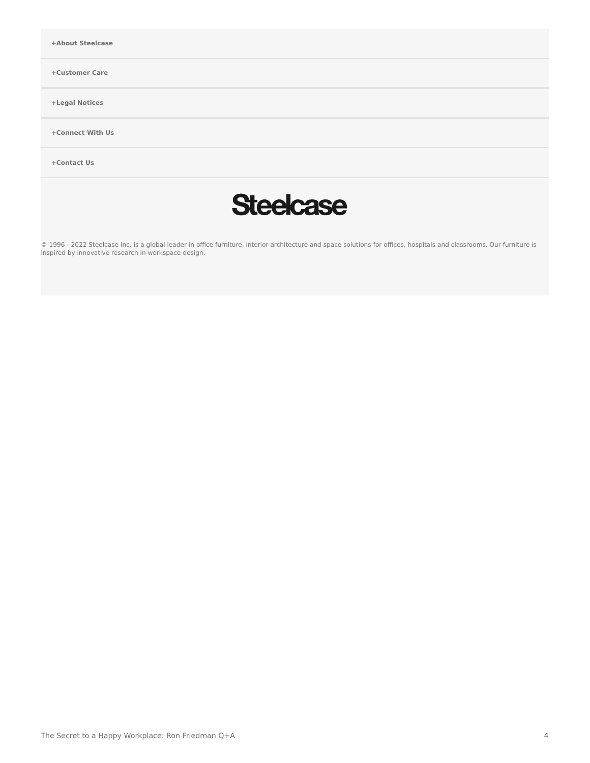**+About Steelcase**

**+Customer Care**

**+Legal Notices**

**+Connect With Us**

**+Contact Us**

Steelcase

© 1996 - 2022 Steelcase Inc. is a global leader in office furniture, interior architecture and space solutions for offices, hospitals and classrooms. Our furniture is inspired by innovative research in workspace design.